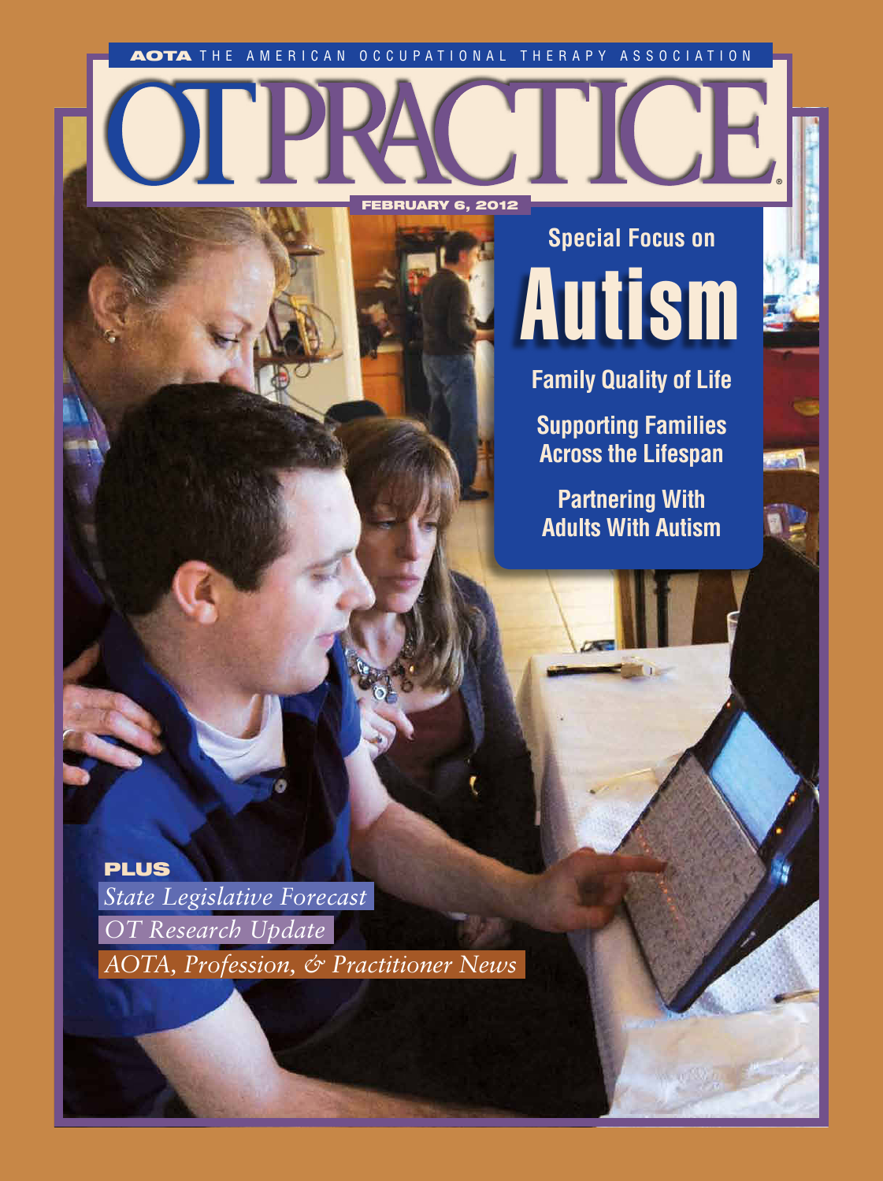AOTA THE AMERICAN OCCUPATIONAL THERAPY ASSOCIATION

# OT PRACTICE

FEBRUARY 6, 2012

Special Focus on

## Autism

Family Quality of Life

Supporting Families Across the Lifespan

Partnering With Adults With Autism

**PLUS**

*State Legislative Forecast*

*OT Research Update*

*AOTA, Profession, & Practitioner News*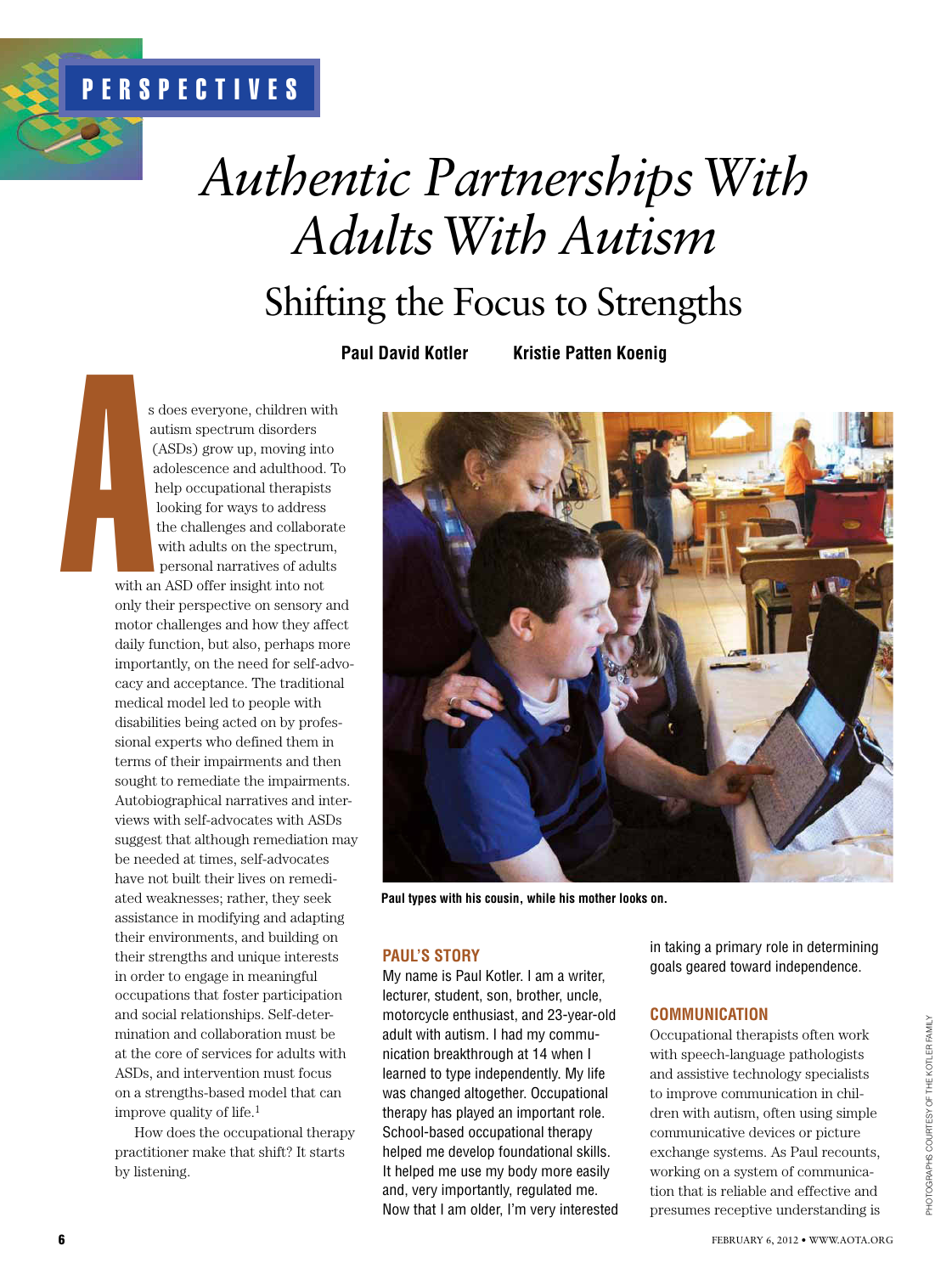PERSPECTIVES

# *Authentic Partnerships With Adults With Autism*

## Shifting the Focus to Strengths

**Paul David Kotler** **Kristie Patten Koenig**

As does everyone, children with autism spectrum disorders (ASDs) grow up, moving into adolescence and adulthood. To help occupational therapists looking for ways to address the challenges and collaborate with adults on the spectrum, personal narratives of adults with an ASD offer insight into not only their perspective on sensory and motor challenges and how they affect daily function, but also, perhaps more importantly, on the need for self-advocacy and acceptance. The traditional medical model led to people with disabilities being acted on by professional experts who defined them in terms of their impairments and then sought to remediate the impairments. Autobiographical narratives and interviews with self-advocates with ASDs suggest that although remediation may be needed at times, self-advocates have not built their lives on remediated weaknesses; rather, they seek assistance in modifying and adapting their environments, and building on their strengths and unique interests in order to engage in meaningful occupations that foster participation and social relationships. Self-determination and collaboration must be at the core of services for adults with ASDs, and intervention must focus on a strengths-based model that can improve quality of life.[1]

How does the occupational therapy practitioner make that shift? It starts by listening.

**Paul types with his cousin, while his mother looks on.**

PHOTOGRAPHS COURTESY OF THE KOTLER FAMILY

### PAUL'S STORY

My name is Paul Kotler. I am a writer, lecturer, student, son, brother, uncle, motorcycle enthusiast, and 23-year-old adult with autism. I had my communication breakthrough at 14 when I learned to type independently. My life was changed altogether. Occupational therapy has played an important role. School-based occupational therapy helped me develop foundational skills. It helped me use my body more easily and, very importantly, regulated me. Now that I am older, I'm very interested in taking a primary role in determining goals geared toward independence.

### COMMUNICATION

Occupational therapists often work with speech-language pathologists and assistive technology specialists to improve communication in children with autism, often using simple communicative devices or picture exchange systems. As Paul recounts, working on a system of communication that is reliable and effective and presumes receptive understanding is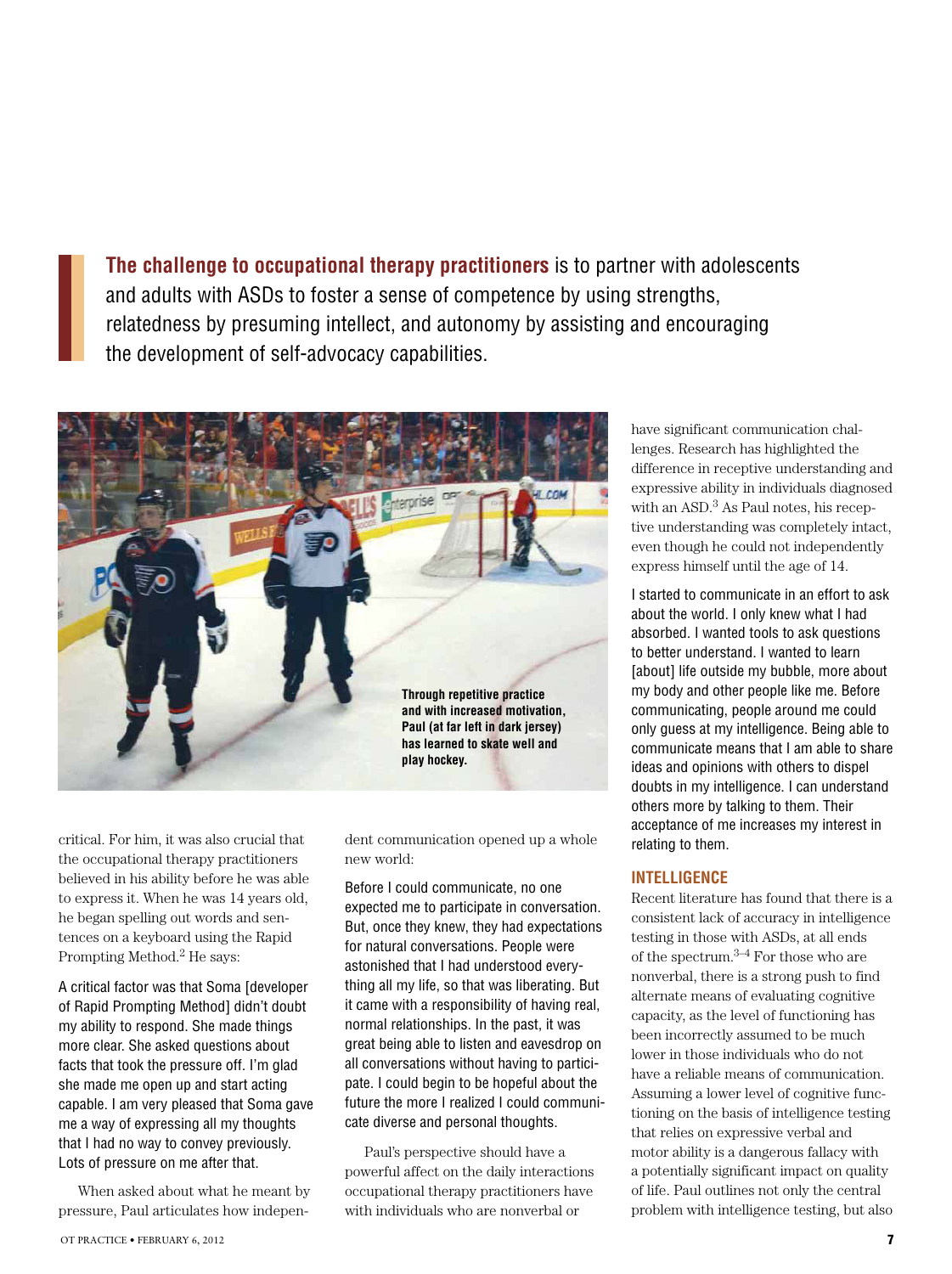**The challenge to occupational therapy practitioners** is to partner with adolescents and adults with ASDs to foster a sense of competence by using strengths, relatedness by presuming intellect, and autonomy by assisting and encouraging the development of self-advocacy capabilities.

**Through repetitive practice and with increased motivation, Paul (at far left in dark jersey) has learned to skate well and play hockey.**

critical. For him, it was also crucial that the occupational therapy practitioners believed in his ability before he was able to express it. When he was 14 years old, he began spelling out words and sentences on a keyboard using the Rapid Prompting Method.[2] He says:

A critical factor was that Soma [developer of Rapid Prompting Method] didn't doubt my ability to respond. She made things more clear. She asked questions about facts that took the pressure off. I'm glad she made me open up and start acting capable. I am very pleased that Soma gave me a way of expressing all my thoughts that I had no way to convey previously. Lots of pressure on me after that.

When asked about what he meant by pressure, Paul articulates how independent communication opened up a whole new world:

Before I could communicate, no one expected me to participate in conversation. But, once they knew, they had expectations for natural conversations. People were astonished that I had understood everything all my life, so that was liberating. But it came with a responsibility of having real, normal relationships. In the past, it was great being able to listen and eavesdrop on all conversations without having to participate. I could begin to be hopeful about the future the more I realized I could communicate diverse and personal thoughts.

Paul's perspective should have a powerful affect on the daily interactions occupational therapy practitioners have with individuals who are nonverbal or have significant communication challenges. Research has highlighted the difference in receptive understanding and expressive ability in individuals diagnosed with an ASD.[3] As Paul notes, his receptive understanding was completely intact, even though he could not independently express himself until the age of 14.

I started to communicate in an effort to ask about the world. I only knew what I had absorbed. I wanted tools to ask questions to better understand. I wanted to learn [about] life outside my bubble, more about my body and other people like me. Before communicating, people around me could only guess at my intelligence. Being able to communicate means that I am able to share ideas and opinions with others to dispel doubts in my intelligence. I can understand others more by talking to them. Their acceptance of me increases my interest in relating to them.

## INTELLIGENCE

Recent literature has found that there is a consistent lack of accuracy in intelligence testing in those with ASDs, at all ends of the spectrum.[3–4] For those who are nonverbal, there is a strong push to find alternate means of evaluating cognitive capacity, as the level of functioning has been incorrectly assumed to be much lower in those individuals who do not have a reliable means of communication. Assuming a lower level of cognitive functioning on the basis of intelligence testing that relies on expressive verbal and motor ability is a dangerous fallacy with a potentially significant impact on quality of life. Paul outlines not only the central problem with intelligence testing, but also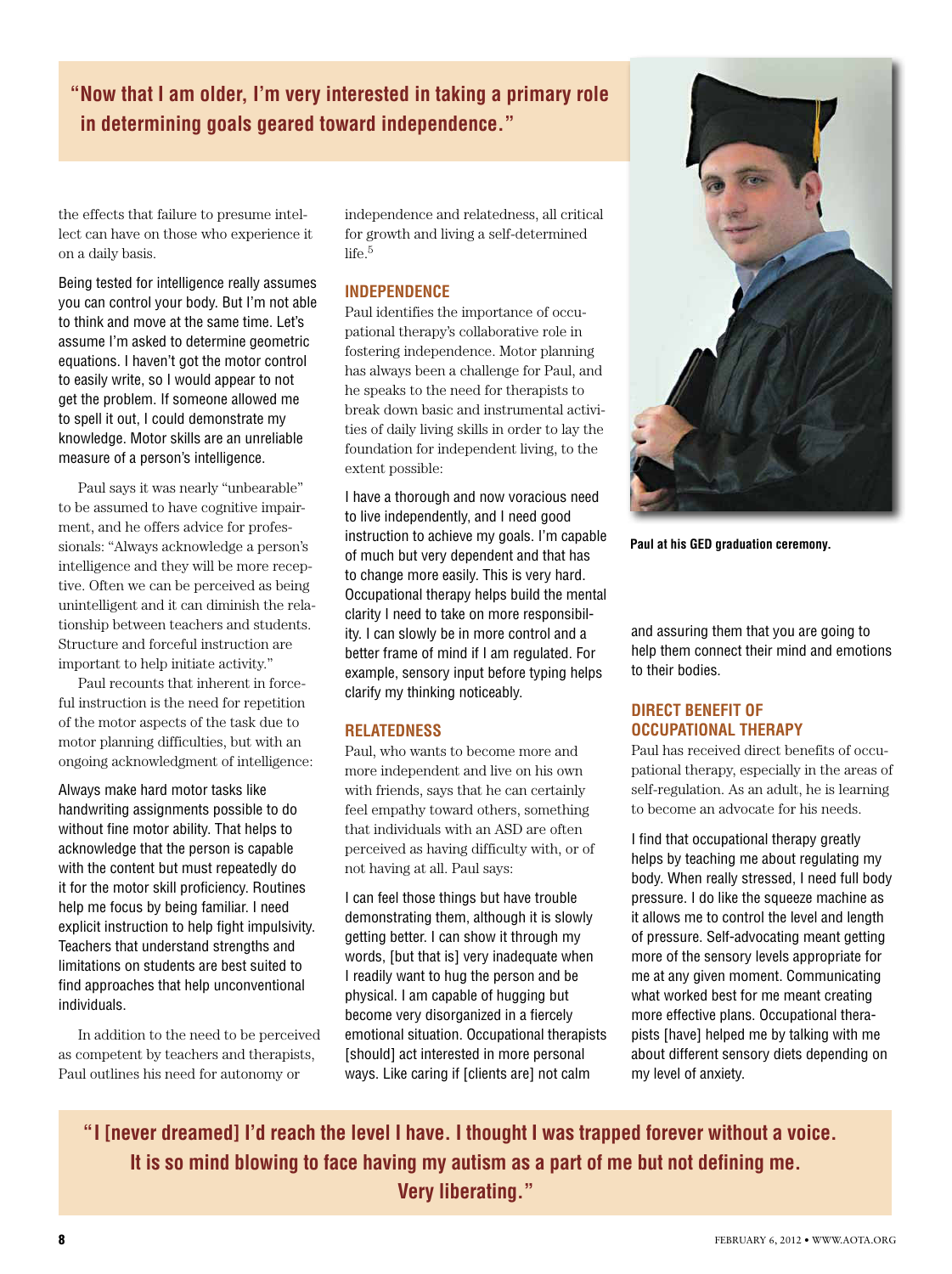**"Now that I am older, I'm very interested in taking a primary role in determining goals geared toward independence."**

the effects that failure to presume intellect can have on those who experience it on a daily basis.

> Being tested for intelligence really assumes you can control your body. But I'm not able to think and move at the same time. Let's assume I'm asked to determine geometric equations. I haven't got the motor control to easily write, so I would appear to not get the problem. If someone allowed me to spell it out, I could demonstrate my knowledge. Motor skills are an unreliable measure of a person's intelligence.

Paul says it was nearly "unbearable" to be assumed to have cognitive impairment, and he offers advice for professionals: "Always acknowledge a person's intelligence and they will be more receptive. Often we can be perceived as being unintelligent and it can diminish the relationship between teachers and students. Structure and forceful instruction are important to help initiate activity."

Paul recounts that inherent in forceful instruction is the need for repetition of the motor aspects of the task due to motor planning difficulties, but with an ongoing acknowledgment of intelligence:

> Always make hard motor tasks like handwriting assignments possible to do without fine motor ability. That helps to acknowledge that the person is capable with the content but must repeatedly do it for the motor skill proficiency. Routines help me focus by being familiar. I need explicit instruction to help fight impulsivity. Teachers that understand strengths and limitations on students are best suited to find approaches that help unconventional individuals.

In addition to the need to be perceived as competent by teachers and therapists, Paul outlines his need for autonomy or independence and relatedness, all critical for growth and living a self-determined life.[5]

## INDEPENDENCE

Paul identifies the importance of occupational therapy's collaborative role in fostering independence. Motor planning has always been a challenge for Paul, and he speaks to the need for therapists to break down basic and instrumental activities of daily living skills in order to lay the foundation for independent living, to the extent possible:

> I have a thorough and now voracious need to live independently, and I need good instruction to achieve my goals. I'm capable of much but very dependent and that has to change more easily. This is very hard. Occupational therapy helps build the mental clarity I need to take on more responsibility. I can slowly be in more control and a better frame of mind if I am regulated. For example, sensory input before typing helps clarify my thinking noticeably.

## RELATEDNESS

Paul, who wants to become more and more independent and live on his own with friends, says that he can certainly feel empathy toward others, something that individuals with an ASD are often perceived as having difficulty with, or of not having at all. Paul says:

> I can feel those things but have trouble demonstrating them, although it is slowly getting better. I can show it through my words, [but that is] very inadequate when I readily want to hug the person and be physical. I am capable of hugging but become very disorganized in a fiercely emotional situation. Occupational therapists [should] act interested in more personal ways. Like caring if [clients are] not calm and assuring them that you are going to help them connect their mind and emotions to their bodies.

Paul at his GED graduation ceremony.

## DIRECT BENEFIT OF OCCUPATIONAL THERAPY

Paul has received direct benefits of occupational therapy, especially in the areas of self-regulation. As an adult, he is learning to become an advocate for his needs.

> I find that occupational therapy greatly helps by teaching me about regulating my body. When really stressed, I need full body pressure. I do like the squeeze machine as it allows me to control the level and length of pressure. Self-advocating meant getting more of the sensory levels appropriate for me at any given moment. Communicating what worked best for me meant creating more effective plans. Occupational therapists [have] helped me by talking with me about different sensory diets depending on my level of anxiety.

**"I [never dreamed] I'd reach the level I have. I thought I was trapped forever without a voice. It is so mind blowing to face having my autism as a part of me but not defining me. Very liberating."**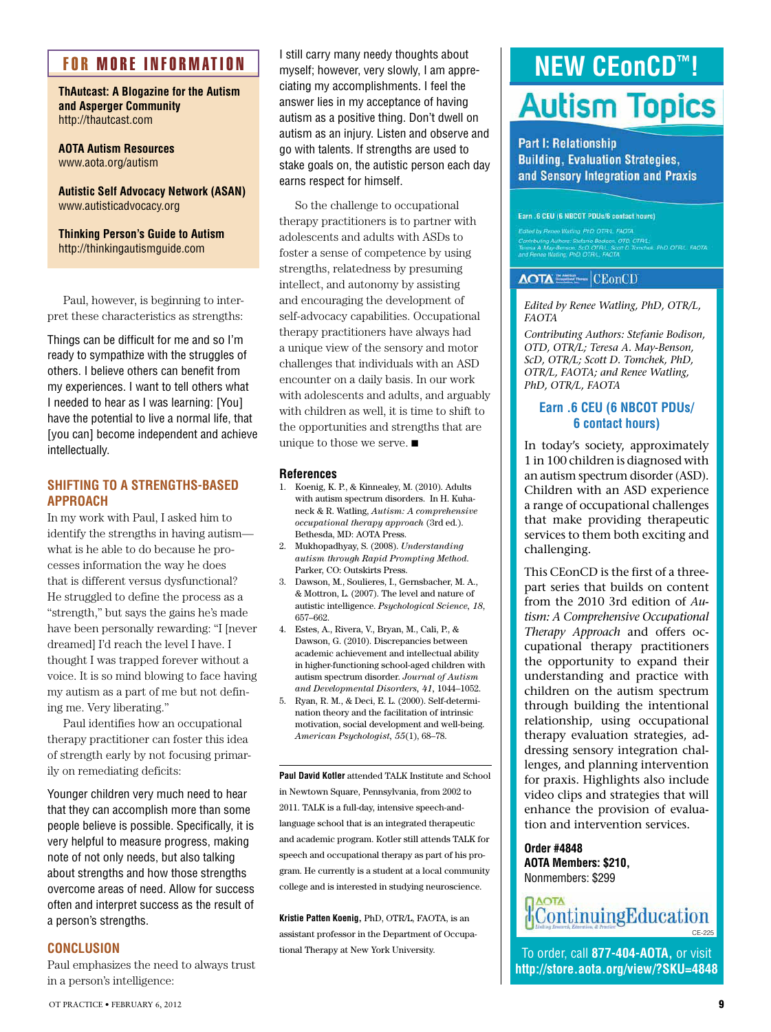## FOR MORE INFORMATION

**ThAutcast: A Blogazine for the Autism and Asperger Community**
http://thautcast.com

**AOTA Autism Resources**
www.aota.org/autism

**Autistic Self Advocacy Network (ASAN)**
www.autisticadvocacy.org

**Thinking Person's Guide to Autism**
http://thinkingautismguide.com

Paul, however, is beginning to interpret these characteristics as strengths:

> Things can be difficult for me and so I'm ready to sympathize with the struggles of others. I believe others can benefit from my experiences. I want to tell others what I needed to hear as I was learning: [You] have the potential to live a normal life, that [you can] become independent and achieve intellectually.

### SHIFTING TO A STRENGTHS-BASED APPROACH

In my work with Paul, I asked him to identify the strengths in having autism—what is he able to do because he processes information the way he does that is different versus dysfunctional? He struggled to define the process as a "strength," but says the gains he's made have been personally rewarding: "I [never dreamed] I'd reach the level I have. I thought I was trapped forever without a voice. It is so mind blowing to face having my autism as a part of me but not defining me. Very liberating."

Paul identifies how an occupational therapy practitioner can foster this idea of strength early by not focusing primarily on remediating deficits:

> Younger children very much need to hear that they can accomplish more than some people believe is possible. Specifically, it is very helpful to measure progress, making note of not only needs, but also talking about strengths and how those strengths overcome areas of need. Allow for success often and interpret success as the result of a person's strengths.

### CONCLUSION

Paul emphasizes the need to always trust in a person's intelligence:

> I still carry many needy thoughts about myself; however, very slowly, I am appreciating my accomplishments. I feel the answer lies in my acceptance of having autism as a positive thing. Don't dwell on autism as an injury. Listen and observe and go with talents. If strengths are used to stake goals on, the autistic person each day earns respect for himself.

So the challenge to occupational therapy practitioners is to partner with adolescents and adults with ASDs to foster a sense of competence by using strengths, relatedness by presuming intellect, and autonomy by assisting and encouraging the development of self-advocacy capabilities. Occupational therapy practitioners have always had a unique view of the sensory and motor challenges that individuals with an ASD encounter on a daily basis. In our work with adolescents and adults, and arguably with children as well, it is time to shift to the opportunities and strengths that are unique to those we serve. ■

### References

1. Koenig, K. P., & Kinnealey, M. (2010). Adults with autism spectrum disorders. In H. Kuhaneck & R. Watling, *Autism: A comprehensive occupational therapy approach* (3rd ed.). Bethesda, MD: AOTA Press.
2. Mukhopadhyay, S. (2008). *Understanding autism through Rapid Prompting Method.* Parker, CO: Outskirts Press.
3. Dawson, M., Soulieres, I., Gernsbacher, M. A., & Mottron, L. (2007). The level and nature of autistic intelligence. *Psychological Science, 18,* 657–662.
4. Estes, A., Rivera, V., Bryan, M., Cali, P., & Dawson, G. (2010). Discrepancies between academic achievement and intellectual ability in higher-functioning school-aged children with autism spectrum disorder. *Journal of Autism and Developmental Disorders, 41,* 1044–1052.
5. Ryan, R. M., & Deci, E. L. (2000). Self-determination theory and the facilitation of intrinsic motivation, social development and well-being. *American Psychologist, 55*(1), 68–78.

---

**Paul David Kotler** attended TALK Institute and School in Newtown Square, Pennsylvania, from 2002 to 2011. TALK is a full-day, intensive speech-and-language school that is an integrated therapeutic and academic program. Kotler still attends TALK for speech and occupational therapy as part of his program. He currently is a student at a local community college and is interested in studying neuroscience.

**Kristie Patten Koenig,** PhD, OTR/L, FAOTA, is an assistant professor in the Department of Occupational Therapy at New York University.

---

## NEW CEonCD™!

# Autism Topics

**Part I: Relationship Building, Evaluation Strategies, and Sensory Integration and Praxis**

Earn .6 CEU (6 NBCOT PDUs/6 contact hours)

Edited by Renee Watling, PhD, OTR/L, FAOTA

Contributing Authors: Stefanie Bodison, OTD, OTR/L; Teresa A. May-Benson, ScD, OTR/L; Scott D. Tomchek, PhD, OTR/L, FAOTA and Renee Watling, PhD, OTR/L, FAOTA

AOTA | CEonCD

*Edited by Renee Watling, PhD, OTR/L, FAOTA*

*Contributing Authors: Stefanie Bodison, OTD, OTR/L; Teresa A. May-Benson, ScD, OTR/L; Scott D. Tomchek, PhD, OTR/L, FAOTA; and Renee Watling, PhD, OTR/L, FAOTA*

**Earn .6 CEU (6 NBCOT PDUs/ 6 contact hours)**

In today's society, approximately 1 in 100 children is diagnosed with an autism spectrum disorder (ASD). Children with an ASD experience a range of occupational challenges that make providing therapeutic services to them both exciting and challenging.

This CEonCD is the first of a three-part series that builds on content from the 2010 3rd edition of *Autism: A Comprehensive Occupational Therapy Approach* and offers occupational therapy practitioners the opportunity to expand their understanding and practice with children on the autism spectrum through building the intentional relationship, using occupational therapy evaluation strategies, addressing sensory integration challenges, and planning intervention for praxis. Highlights also include video clips and strategies that will enhance the provision of evaluation and intervention services.

**Order #4848**
**AOTA Members: $210,**
Nonmembers: $299

AOTA ContinuingEducation

CE-225

To order, call **877-404-AOTA**, or visit **http://store.aota.org/view/?SKU=4848**